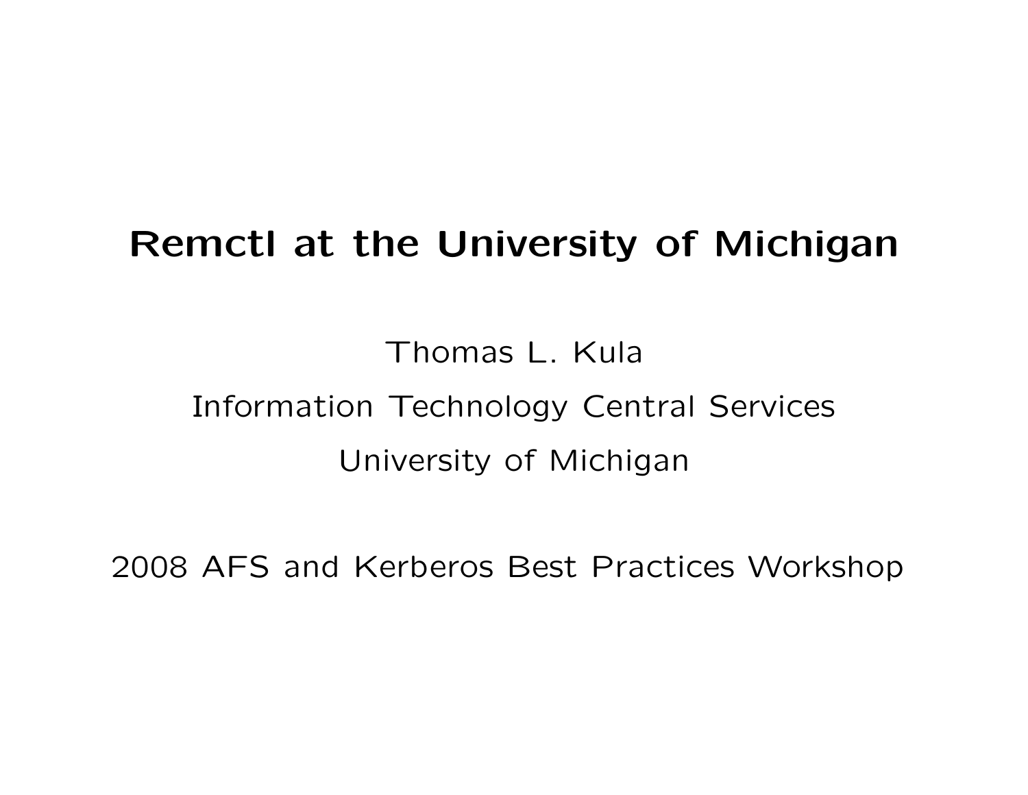# Remctl at the University of Michigan

Thomas L. Kula

Information Technology Central Services

University of Michigan

2008 AFS and Kerberos Best Practices Workshop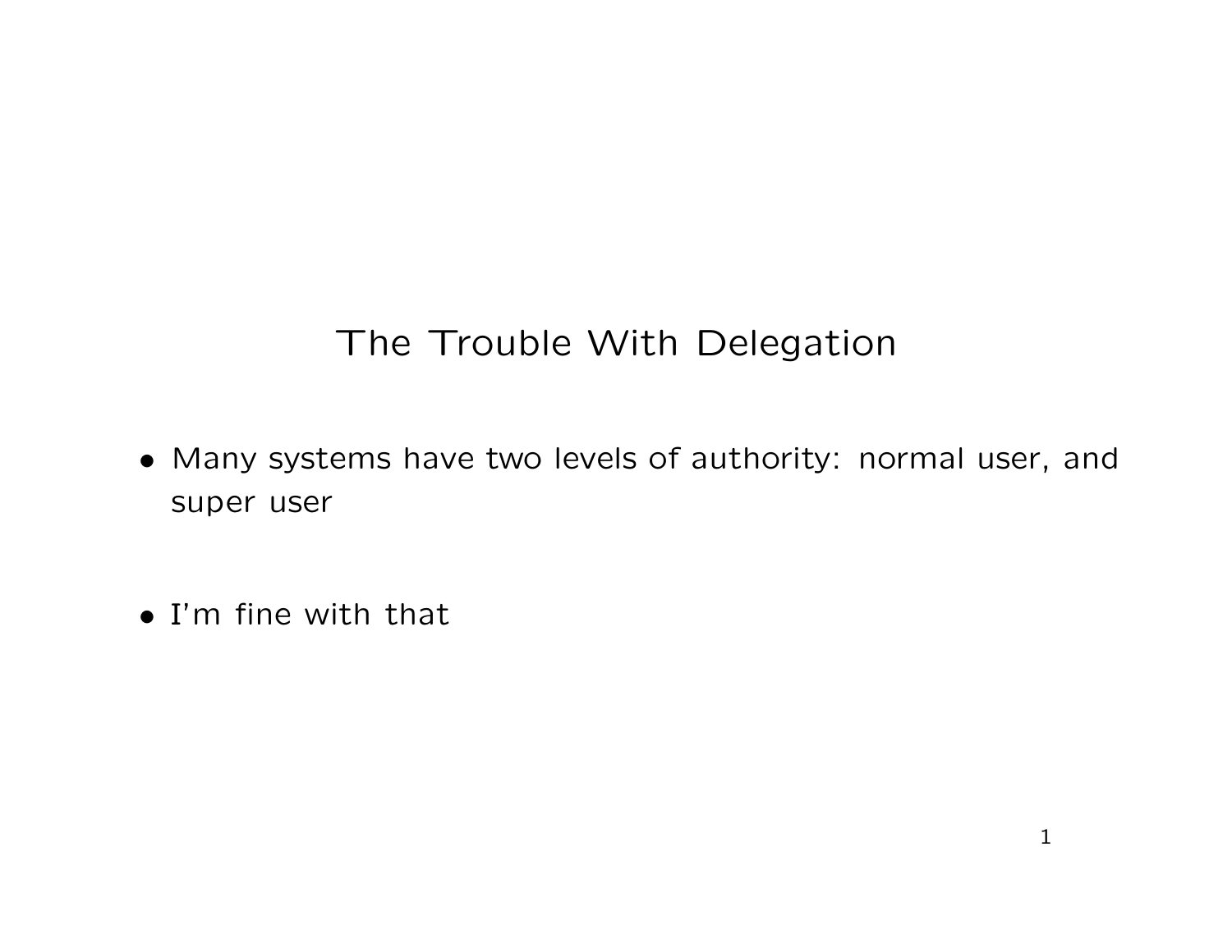# The Trouble With Delegation

- Many systems have two levels of authority: normal user, and super user
- I'm fine with that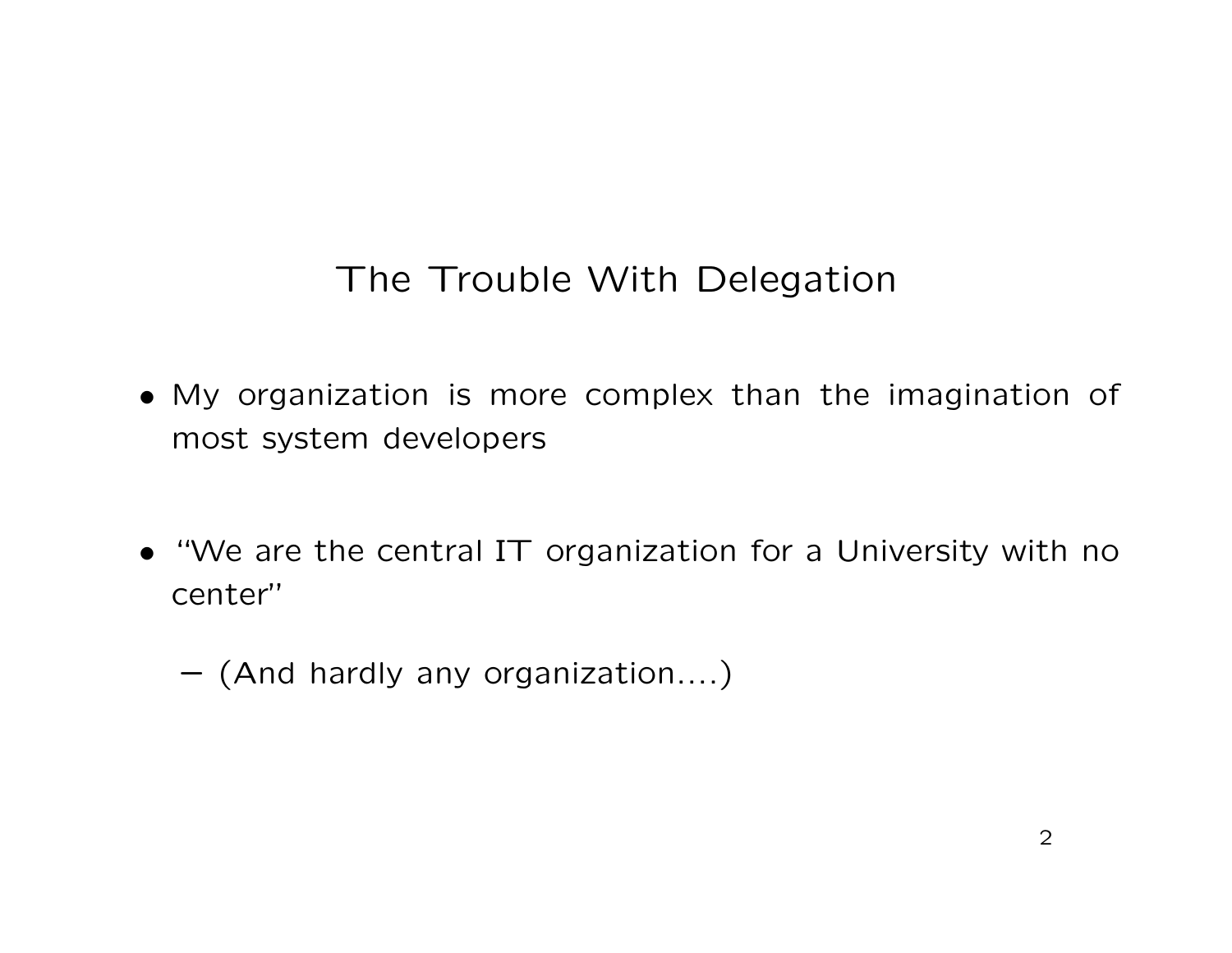# The Trouble With Delegation

- My organization is more complex than the imagination of most system developers

- "We are the central IT organization for a University with no center"
  - (And hardly any organization....)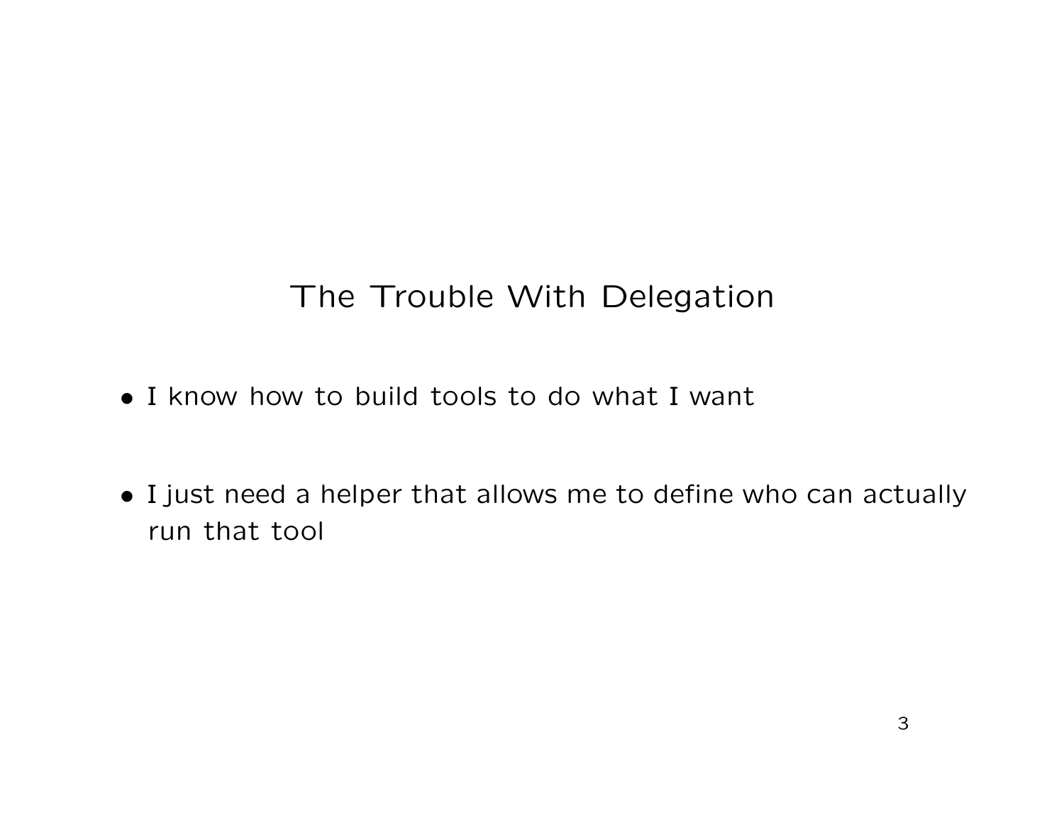# The Trouble With Delegation

- I know how to build tools to do what I want
- I just need a helper that allows me to define who can actually run that tool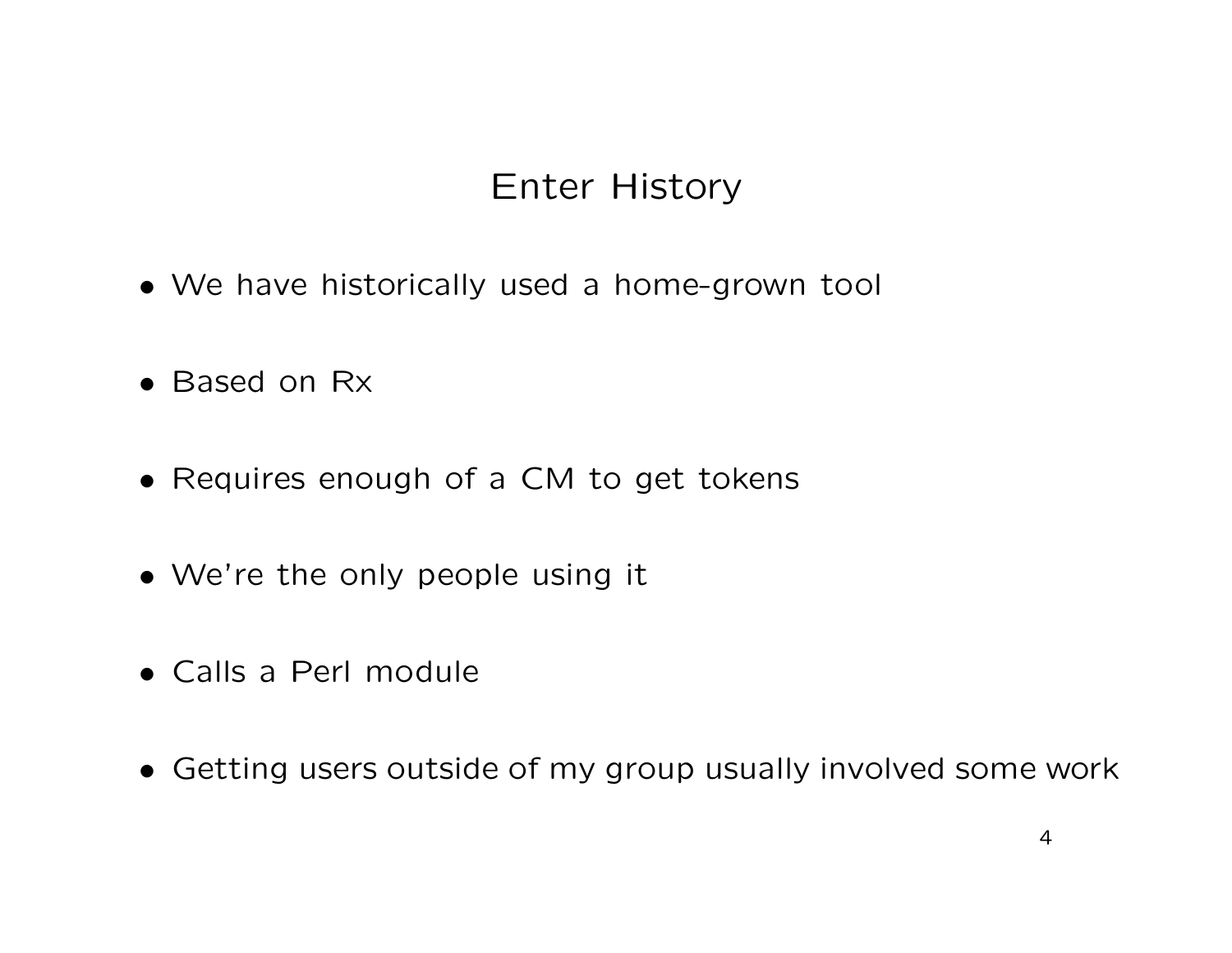# Enter History

- We have historically used a home-grown tool
- Based on Rx
- Requires enough of a CM to get tokens
- We're the only people using it
- Calls a Perl module
- Getting users outside of my group usually involved some work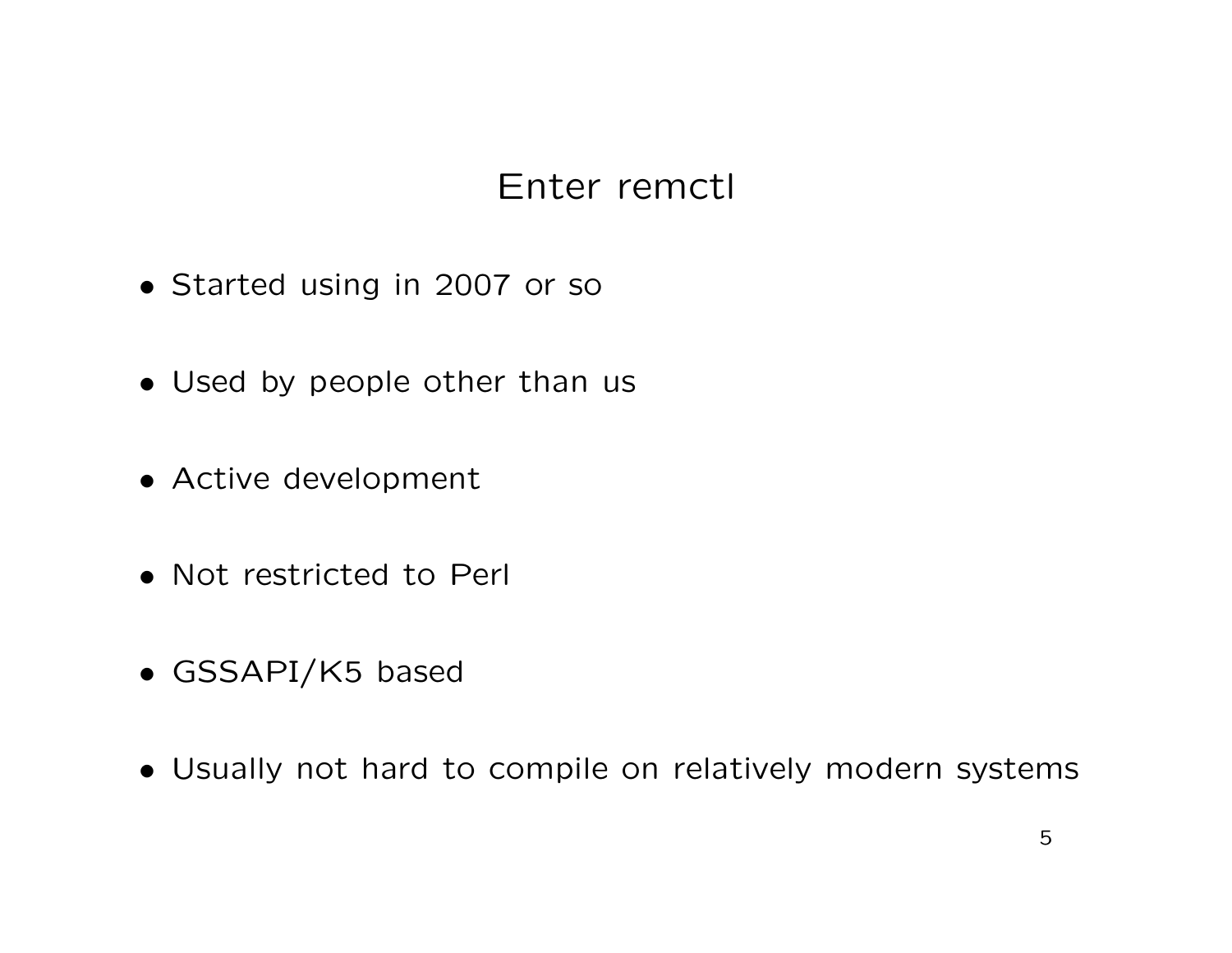# Enter remctl

- Started using in 2007 or so
- Used by people other than us
- Active development
- Not restricted to Perl
- GSSAPI/K5 based
- Usually not hard to compile on relatively modern systems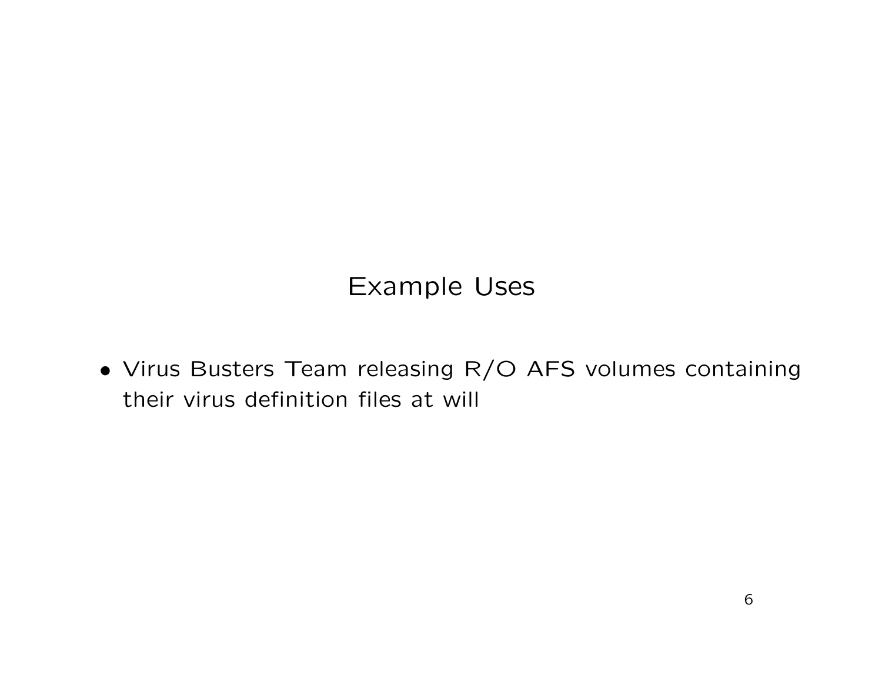# Example Uses

- Virus Busters Team releasing R/O AFS volumes containing their virus definition files at will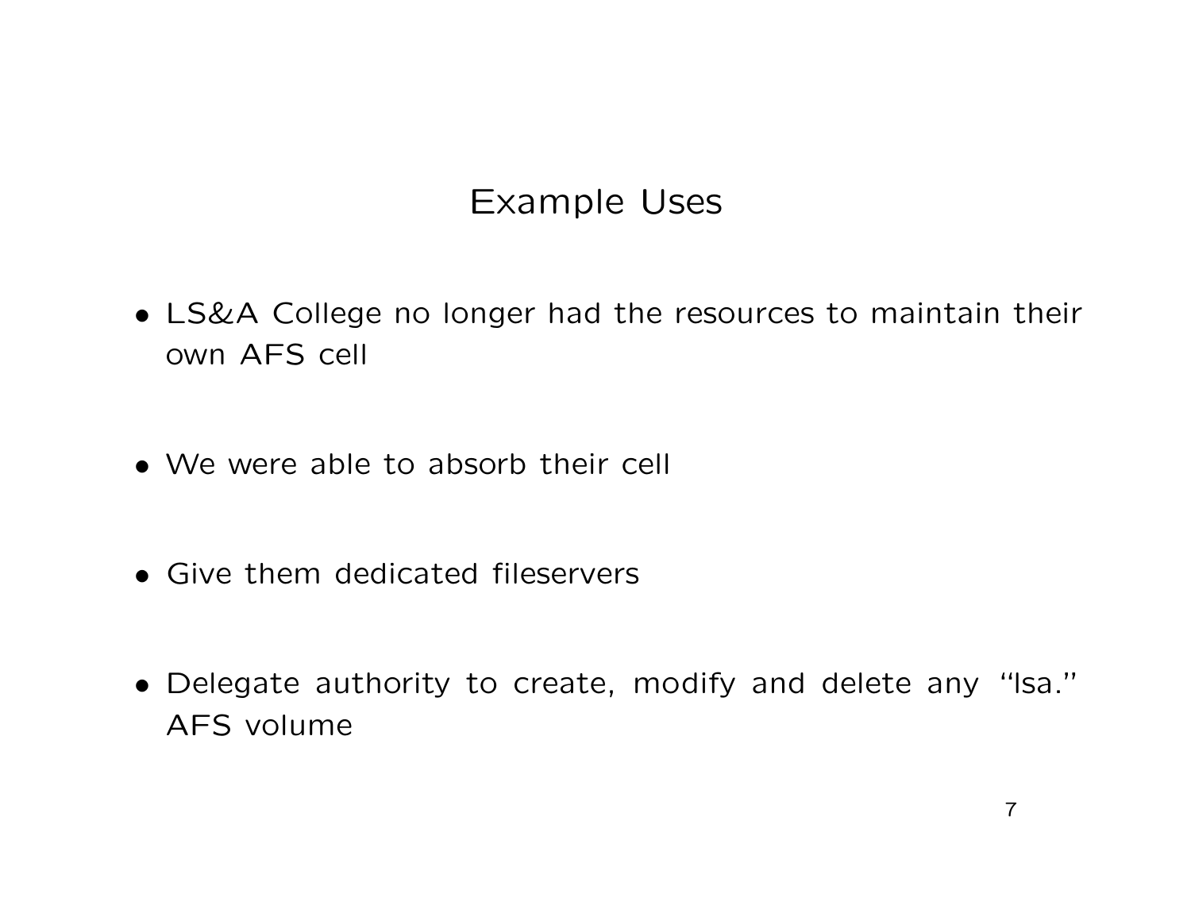# Example Uses

- LS&A College no longer had the resources to maintain their own AFS cell

- We were able to absorb their cell

- Give them dedicated fileservers

- Delegate authority to create, modify and delete any "lsa." AFS volume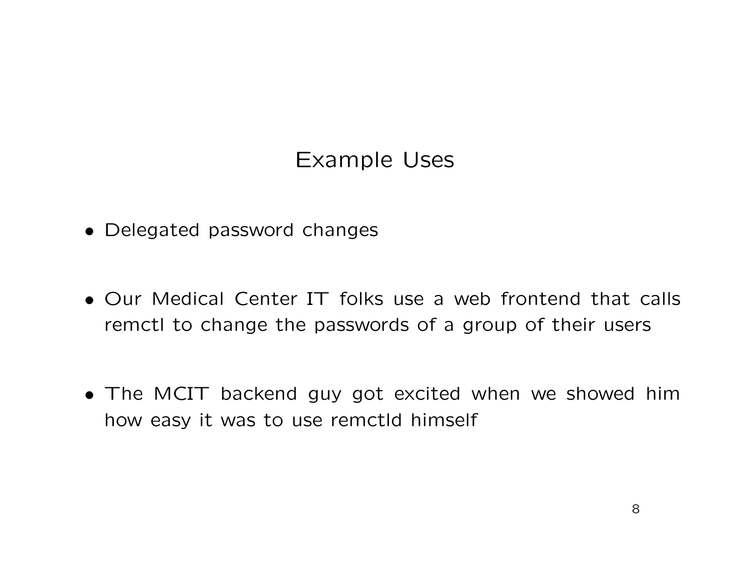# Example Uses

- Delegated password changes

- Our Medical Center IT folks use a web frontend that calls remctl to change the passwords of a group of their users

- The MCIT backend guy got excited when we showed him how easy it was to use remctld himself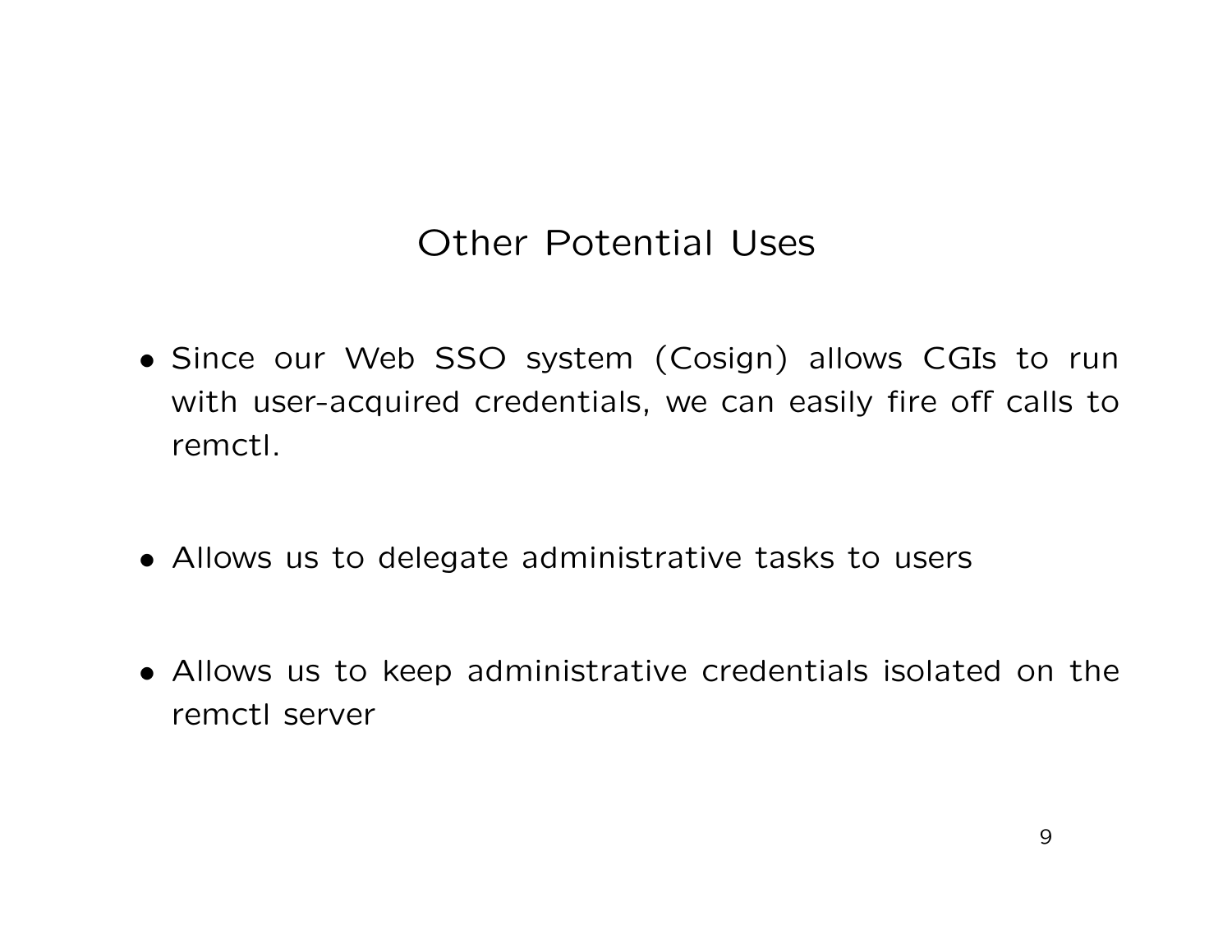# Other Potential Uses

- Since our Web SSO system (Cosign) allows CGIs to run with user-acquired credentials, we can easily fire off calls to remctl.

- Allows us to delegate administrative tasks to users

- Allows us to keep administrative credentials isolated on the remctl server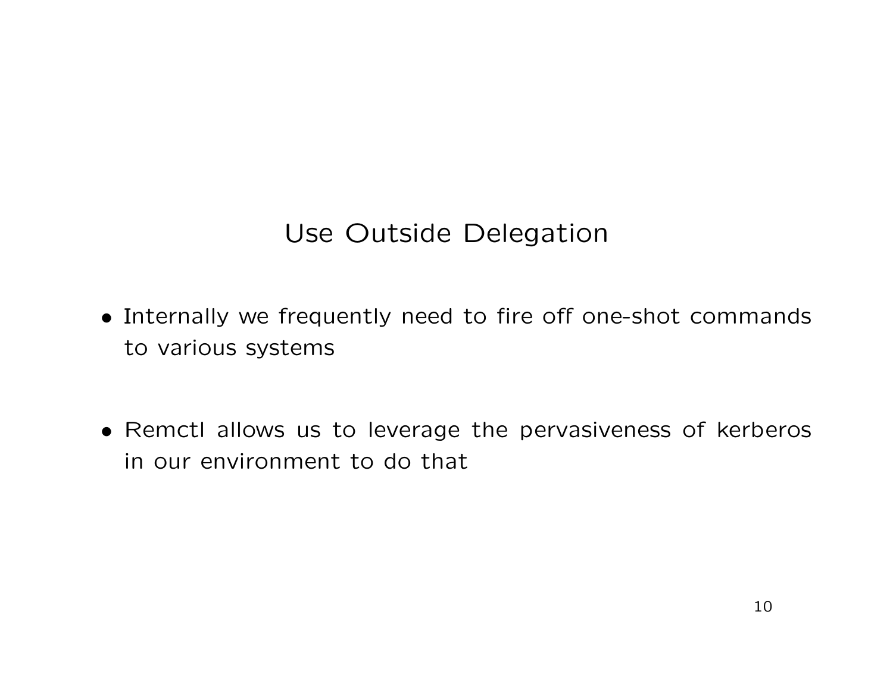# Use Outside Delegation

- Internally we frequently need to fire off one-shot commands to various systems

- Remctl allows us to leverage the pervasiveness of kerberos in our environment to do that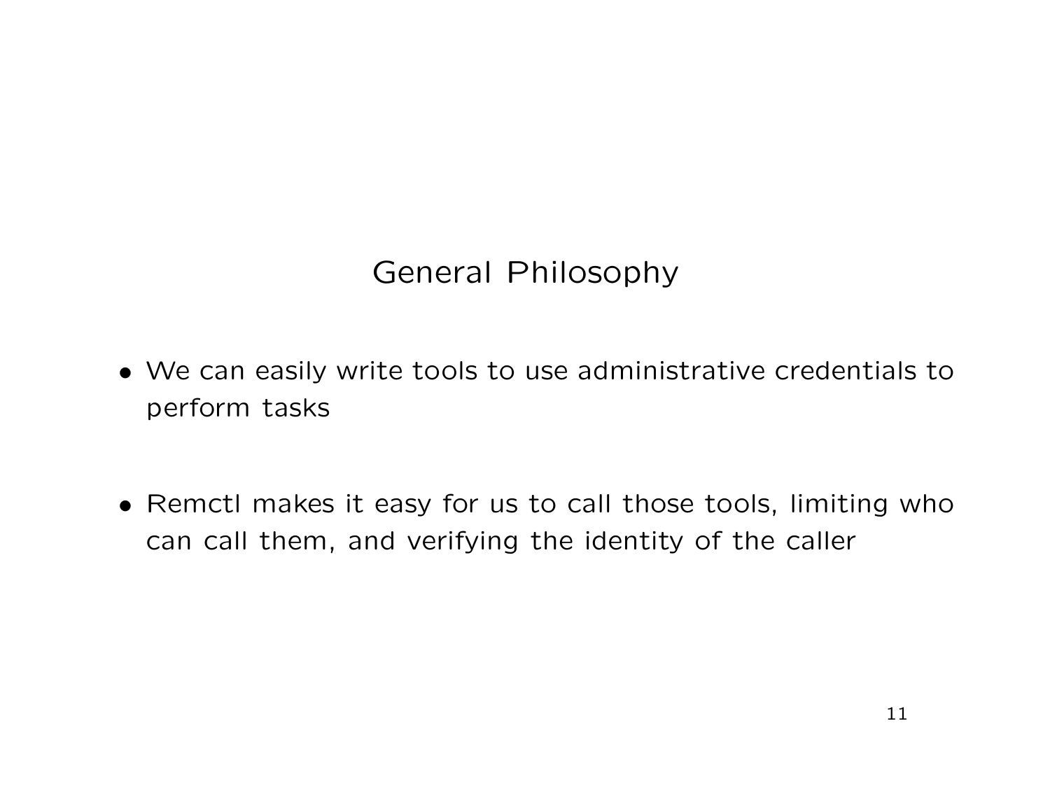# General Philosophy

- We can easily write tools to use administrative credentials to perform tasks

- Remctl makes it easy for us to call those tools, limiting who can call them, and verifying the identity of the caller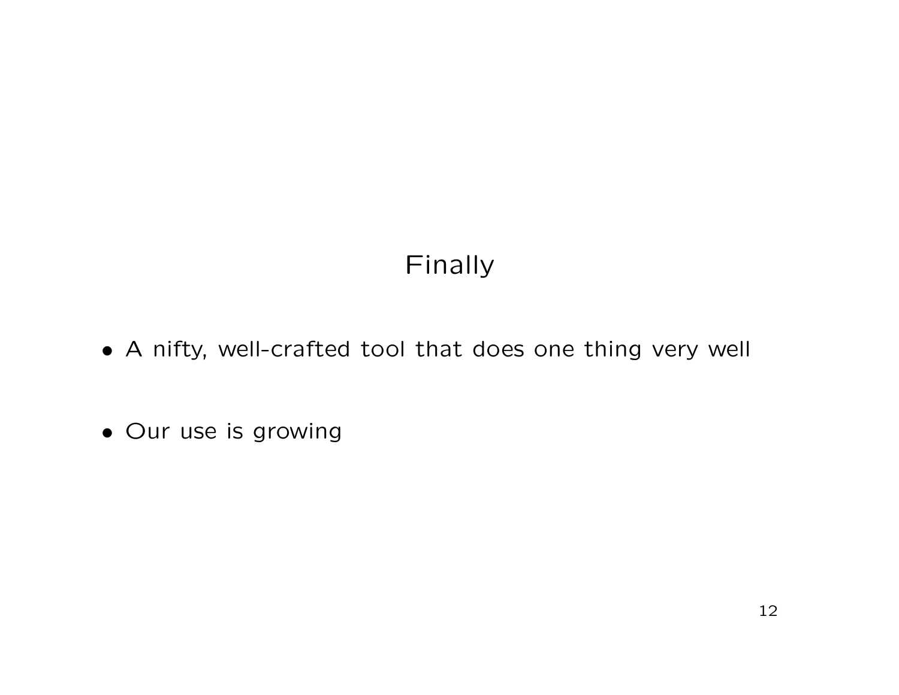# Finally

- A nifty, well-crafted tool that does one thing very well

- Our use is growing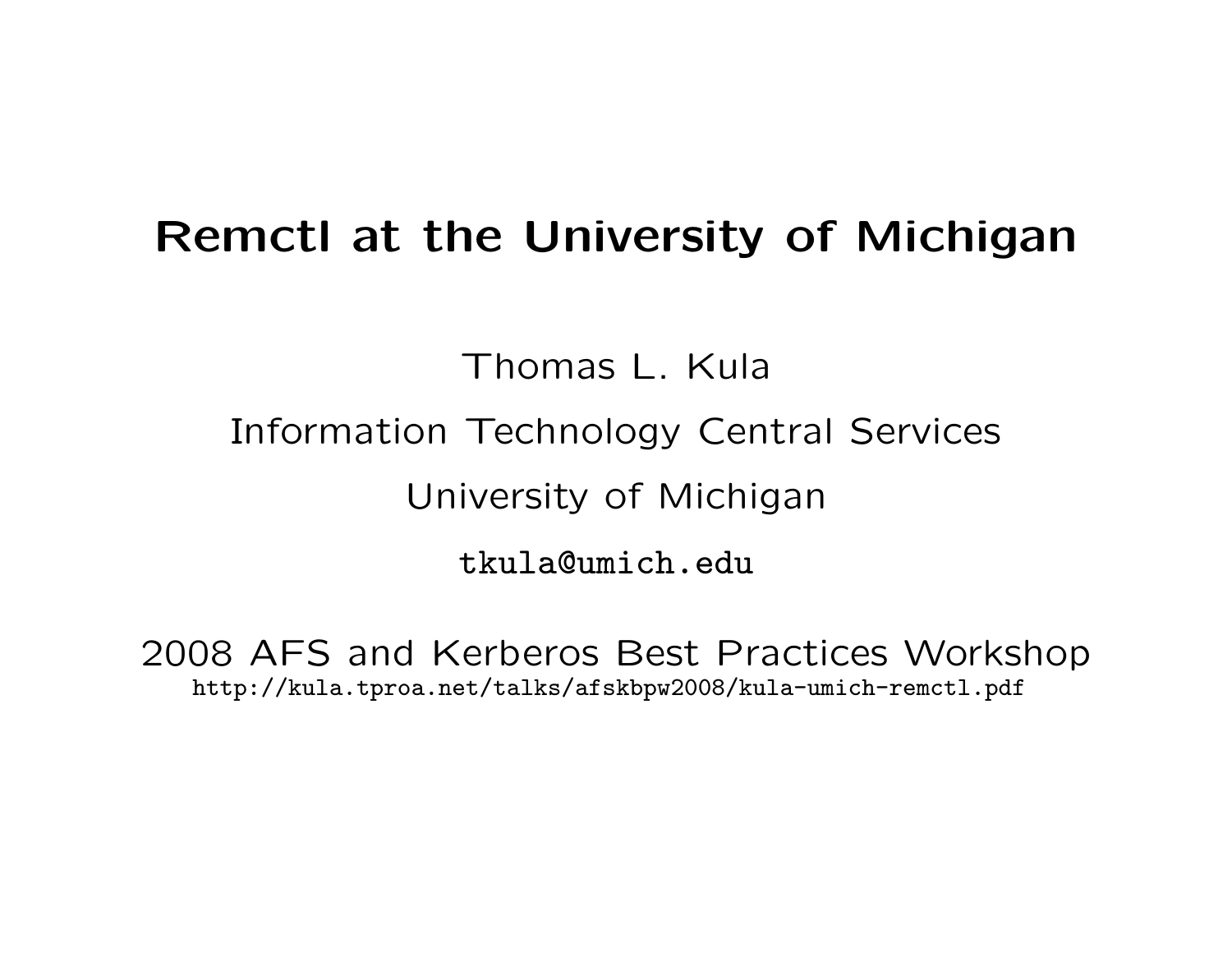# Remctl at the University of Michigan

Thomas L. Kula

Information Technology Central Services

University of Michigan

`tkula@umich.edu`

2008 AFS and Kerberos Best Practices Workshop

`http://kula.tproa.net/talks/afskbpw2008/kula-umich-remctl.pdf`